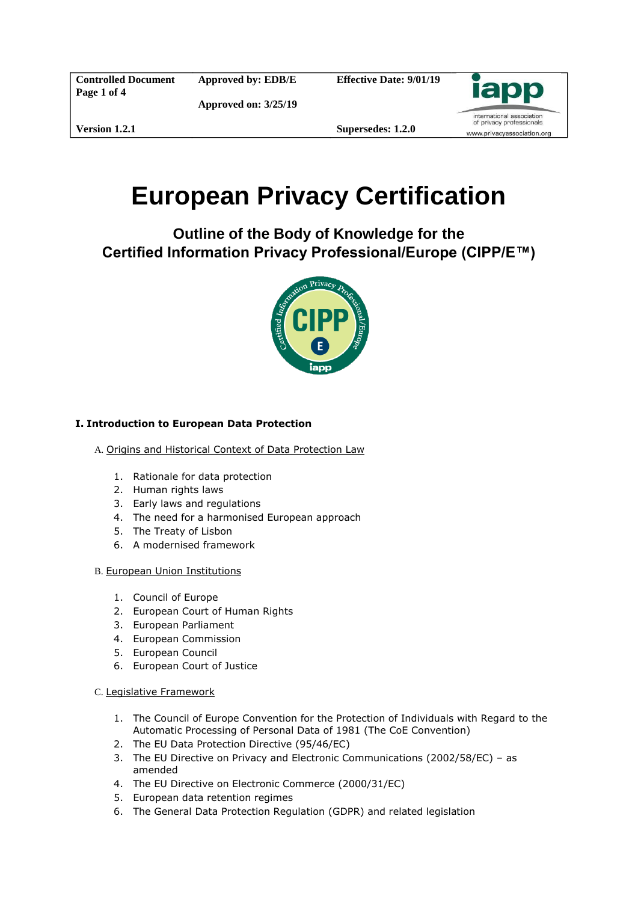| Controlled Document<br>Page 1 of 4 | Approved by: EDB/E<br><br>Approved on: 3/25/19 | Effective Date: 9/01/19 | iapp<br>international association of privacy professionals<br>www.privacyassociation.org |
| --- | --- | --- | --- |
| Version 1.2.1 | | Supersedes: 1.2.0 | |

# European Privacy Certification

## Outline of the Body of Knowledge for the Certified Information Privacy Professional/Europe (CIPP/E™)

### I. Introduction to European Data Protection

A. Origins and Historical Context of Data Protection Law

1. Rationale for data protection
2. Human rights laws
3. Early laws and regulations
4. The need for a harmonised European approach
5. The Treaty of Lisbon
6. A modernised framework

B. European Union Institutions

1. Council of Europe
2. European Court of Human Rights
3. European Parliament
4. European Commission
5. European Council
6. European Court of Justice

C. Legislative Framework

1. The Council of Europe Convention for the Protection of Individuals with Regard to the Automatic Processing of Personal Data of 1981 (The CoE Convention)
2. The EU Data Protection Directive (95/46/EC)
3. The EU Directive on Privacy and Electronic Communications (2002/58/EC) – as amended
4. The EU Directive on Electronic Commerce (2000/31/EC)
5. European data retention regimes
6. The General Data Protection Regulation (GDPR) and related legislation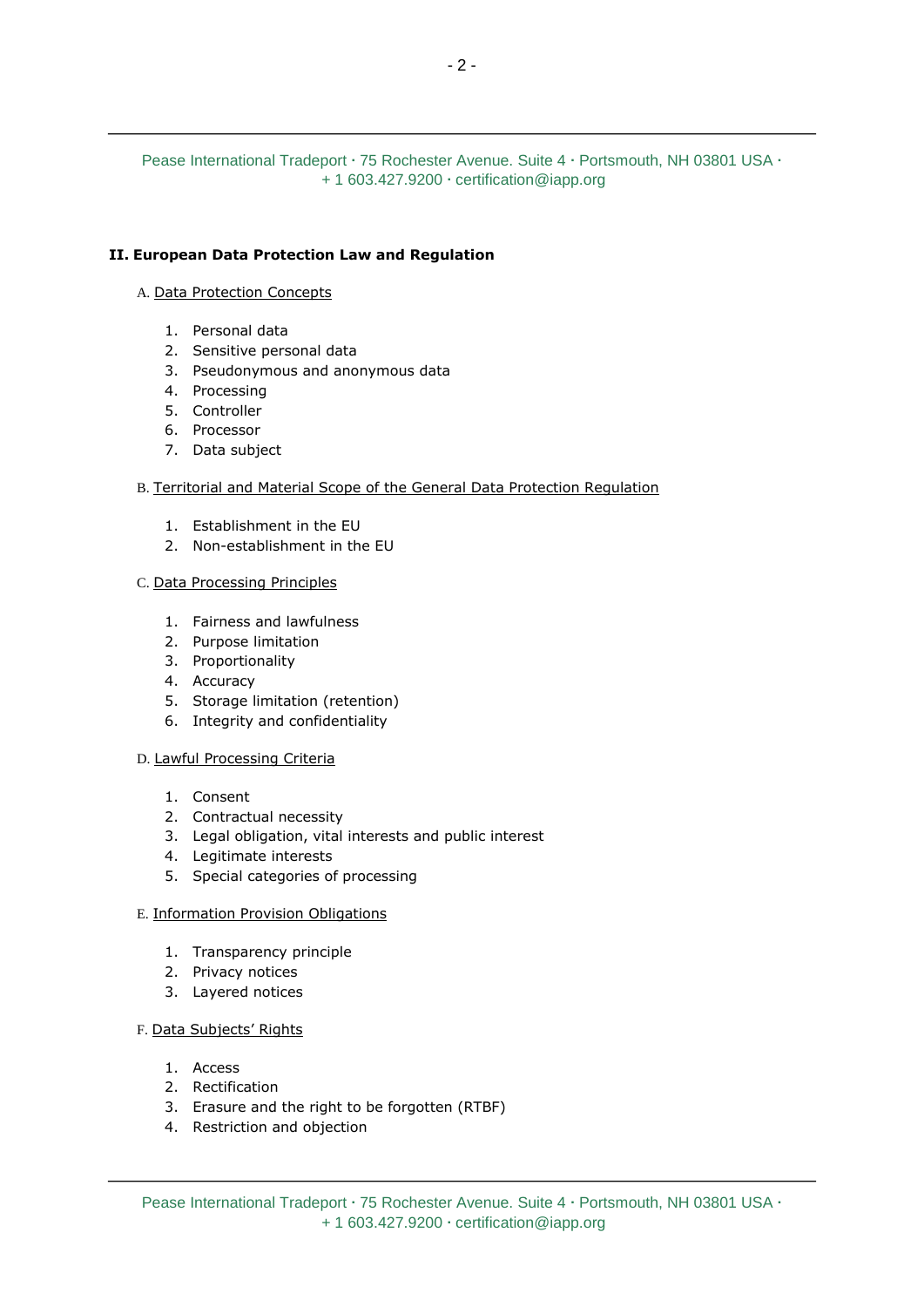## II. European Data Protection Law and Regulation

A. <u>Data Protection Concepts</u>

1. Personal data
2. Sensitive personal data
3. Pseudonymous and anonymous data
4. Processing
5. Controller
6. Processor
7. Data subject

B. <u>Territorial and Material Scope of the General Data Protection Regulation</u>

1. Establishment in the EU
2. Non-establishment in the EU

C. <u>Data Processing Principles</u>

1. Fairness and lawfulness
2. Purpose limitation
3. Proportionality
4. Accuracy
5. Storage limitation (retention)
6. Integrity and confidentiality

D. <u>Lawful Processing Criteria</u>

1. Consent
2. Contractual necessity
3. Legal obligation, vital interests and public interest
4. Legitimate interests
5. Special categories of processing

E. <u>Information Provision Obligations</u>

1. Transparency principle
2. Privacy notices
3. Layered notices

F. <u>Data Subjects' Rights</u>

1. Access
2. Rectification
3. Erasure and the right to be forgotten (RTBF)
4. Restriction and objection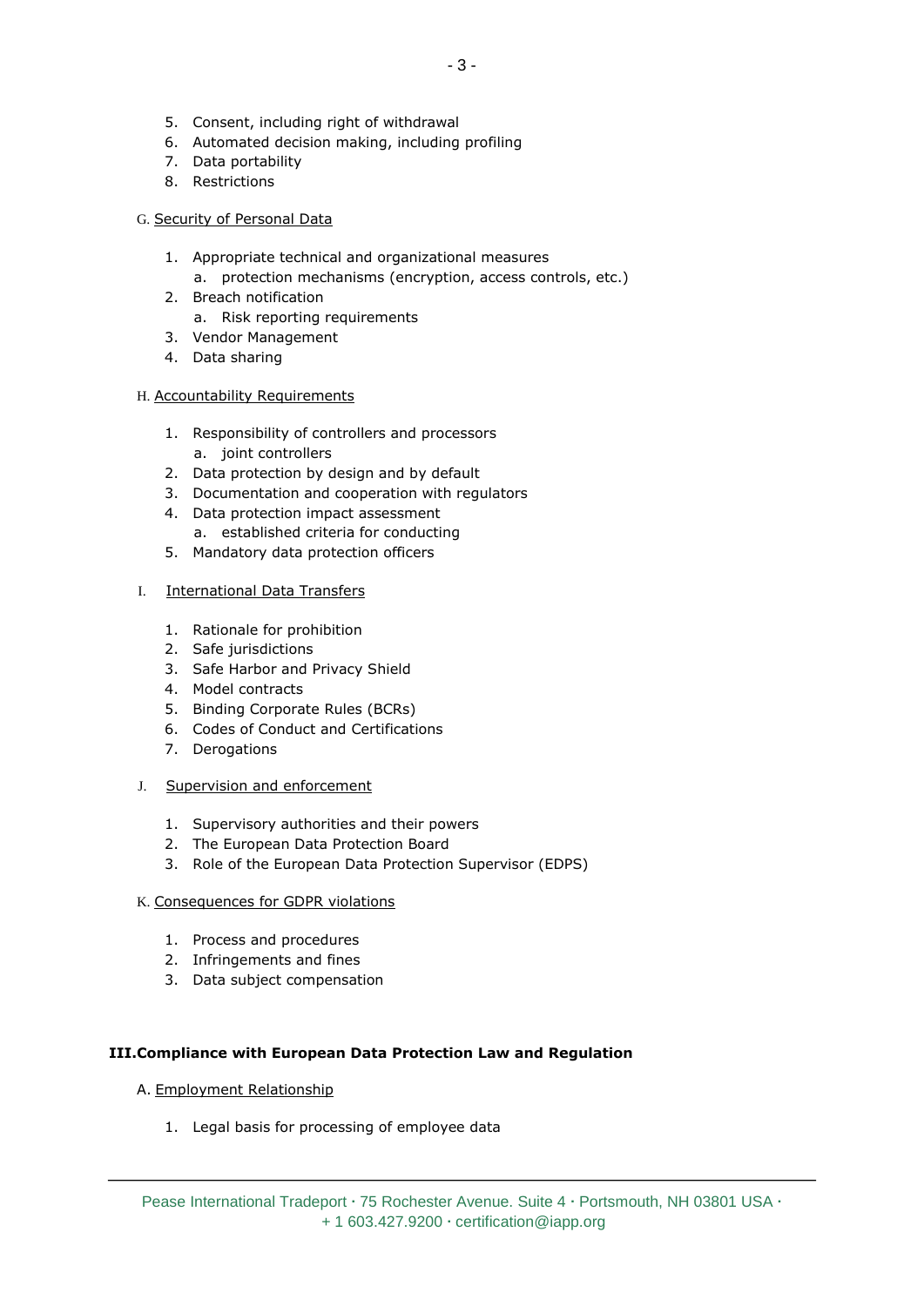5. Consent, including right of withdrawal
6. Automated decision making, including profiling
7. Data portability
8. Restrictions

G. Security of Personal Data

1. Appropriate technical and organizational measures
    a. protection mechanisms (encryption, access controls, etc.)
2. Breach notification
    a. Risk reporting requirements
3. Vendor Management
4. Data sharing

H. Accountability Requirements

1. Responsibility of controllers and processors
    a. joint controllers
2. Data protection by design and by default
3. Documentation and cooperation with regulators
4. Data protection impact assessment
    a. established criteria for conducting
5. Mandatory data protection officers

I. International Data Transfers

1. Rationale for prohibition
2. Safe jurisdictions
3. Safe Harbor and Privacy Shield
4. Model contracts
5. Binding Corporate Rules (BCRs)
6. Codes of Conduct and Certifications
7. Derogations

J. Supervision and enforcement

1. Supervisory authorities and their powers
2. The European Data Protection Board
3. Role of the European Data Protection Supervisor (EDPS)

K. Consequences for GDPR violations

1. Process and procedures
2. Infringements and fines
3. Data subject compensation

**III. Compliance with European Data Protection Law and Regulation**

A. Employment Relationship

1. Legal basis for processing of employee data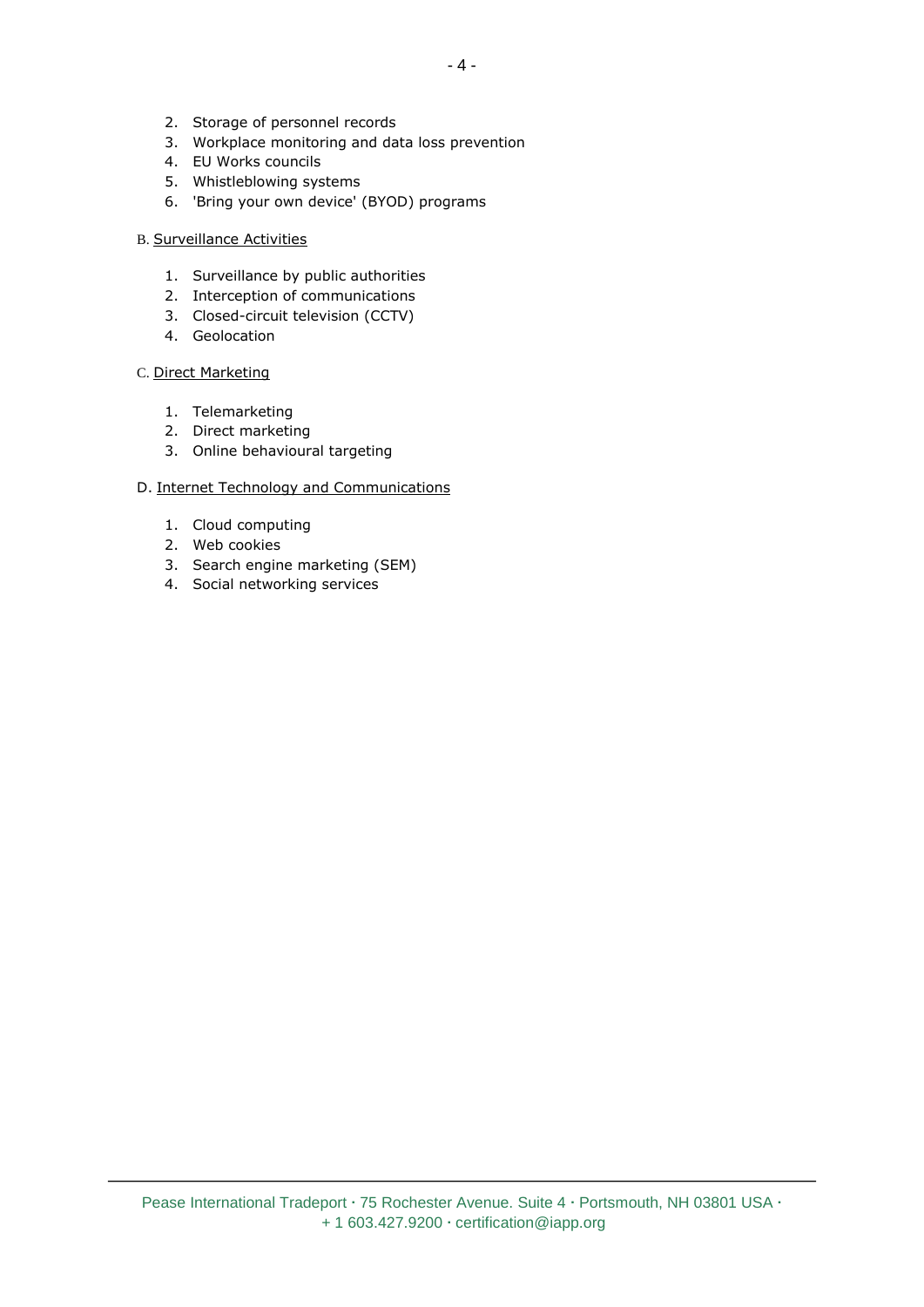2. Storage of personnel records
3. Workplace monitoring and data loss prevention
4. EU Works councils
5. Whistleblowing systems
6. 'Bring your own device' (BYOD) programs

B. <u>Surveillance Activities</u>

1. Surveillance by public authorities
2. Interception of communications
3. Closed-circuit television (CCTV)
4. Geolocation

C. <u>Direct Marketing</u>

1. Telemarketing
2. Direct marketing
3. Online behavioural targeting

D. <u>Internet Technology and Communications</u>

1. Cloud computing
2. Web cookies
3. Search engine marketing (SEM)
4. Social networking services